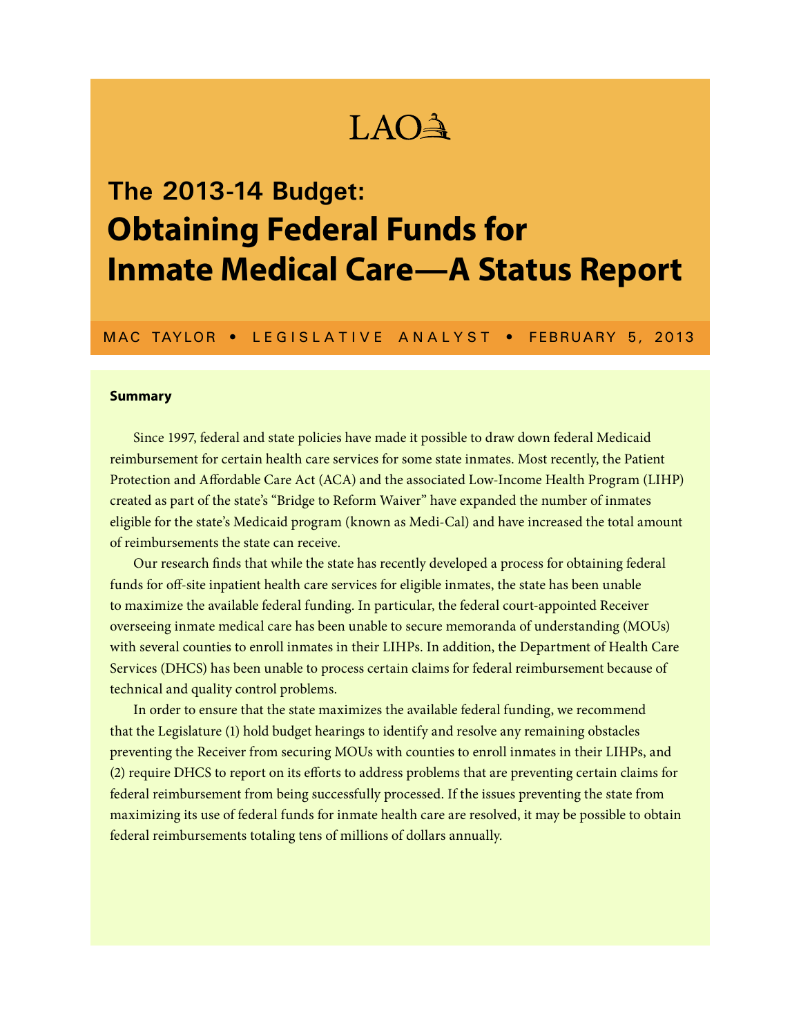LAO

# The 2013-14 Budget:

# Obtaining Federal Funds for Inmate Medical Care—A Status Report

MAC TAYLOR • LEGISLATIVE ANALYST • FEBRUARY 5, 2013

### Summary

Since 1997, federal and state policies have made it possible to draw down federal Medicaid reimbursement for certain health care services for some state inmates. Most recently, the Patient Protection and Affordable Care Act (ACA) and the associated Low-Income Health Program (LIHP) created as part of the state's "Bridge to Reform Waiver" have expanded the number of inmates eligible for the state's Medicaid program (known as Medi-Cal) and have increased the total amount of reimbursements the state can receive.

Our research finds that while the state has recently developed a process for obtaining federal funds for off-site inpatient health care services for eligible inmates, the state has been unable to maximize the available federal funding. In particular, the federal court-appointed Receiver overseeing inmate medical care has been unable to secure memoranda of understanding (MOUs) with several counties to enroll inmates in their LIHPs. In addition, the Department of Health Care Services (DHCS) has been unable to process certain claims for federal reimbursement because of technical and quality control problems.

In order to ensure that the state maximizes the available federal funding, we recommend that the Legislature (1) hold budget hearings to identify and resolve any remaining obstacles preventing the Receiver from securing MOUs with counties to enroll inmates in their LIHPs, and (2) require DHCS to report on its efforts to address problems that are preventing certain claims for federal reimbursement from being successfully processed. If the issues preventing the state from maximizing its use of federal funds for inmate health care are resolved, it may be possible to obtain federal reimbursements totaling tens of millions of dollars annually.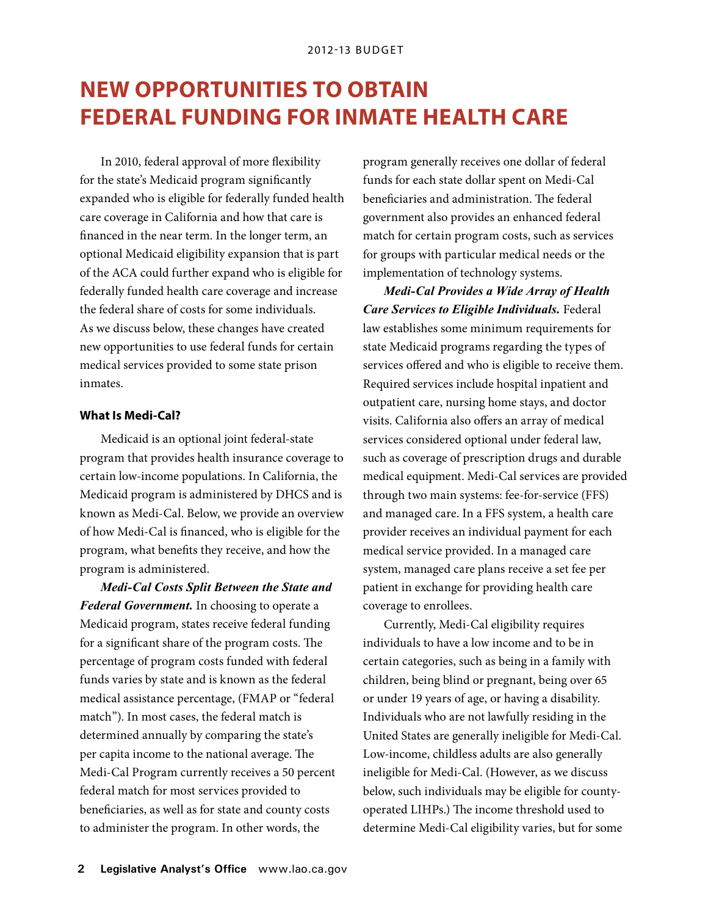# NEW OPPORTUNITIES TO OBTAIN FEDERAL FUNDING FOR INMATE HEALTH CARE

In 2010, federal approval of more flexibility for the state's Medicaid program significantly expanded who is eligible for federally funded health care coverage in California and how that care is financed in the near term. In the longer term, an optional Medicaid eligibility expansion that is part of the ACA could further expand who is eligible for federally funded health care coverage and increase the federal share of costs for some individuals. As we discuss below, these changes have created new opportunities to use federal funds for certain medical services provided to some state prison inmates.

### What Is Medi-Cal?

Medicaid is an optional joint federal-state program that provides health insurance coverage to certain low-income populations. In California, the Medicaid program is administered by DHCS and is known as Medi-Cal. Below, we provide an overview of how Medi-Cal is financed, who is eligible for the program, what benefits they receive, and how the program is administered.

***Medi-Cal Costs Split Between the State and Federal Government.*** In choosing to operate a Medicaid program, states receive federal funding for a significant share of the program costs. The percentage of program costs funded with federal funds varies by state and is known as the federal medical assistance percentage, (FMAP or "federal match"). In most cases, the federal match is determined annually by comparing the state's per capita income to the national average. The Medi-Cal Program currently receives a 50 percent federal match for most services provided to beneficiaries, as well as for state and county costs to administer the program. In other words, the program generally receives one dollar of federal funds for each state dollar spent on Medi-Cal beneficiaries and administration. The federal government also provides an enhanced federal match for certain program costs, such as services for groups with particular medical needs or the implementation of technology systems.

***Medi-Cal Provides a Wide Array of Health Care Services to Eligible Individuals.*** Federal law establishes some minimum requirements for state Medicaid programs regarding the types of services offered and who is eligible to receive them. Required services include hospital inpatient and outpatient care, nursing home stays, and doctor visits. California also offers an array of medical services considered optional under federal law, such as coverage of prescription drugs and durable medical equipment. Medi-Cal services are provided through two main systems: fee-for-service (FFS) and managed care. In a FFS system, a health care provider receives an individual payment for each medical service provided. In a managed care system, managed care plans receive a set fee per patient in exchange for providing health care coverage to enrollees.

Currently, Medi-Cal eligibility requires individuals to have a low income and to be in certain categories, such as being in a family with children, being blind or pregnant, being over 65 or under 19 years of age, or having a disability. Individuals who are not lawfully residing in the United States are generally ineligible for Medi-Cal. Low-income, childless adults are also generally ineligible for Medi-Cal. (However, as we discuss below, such individuals may be eligible for county-operated LIHPs.) The income threshold used to determine Medi-Cal eligibility varies, but for some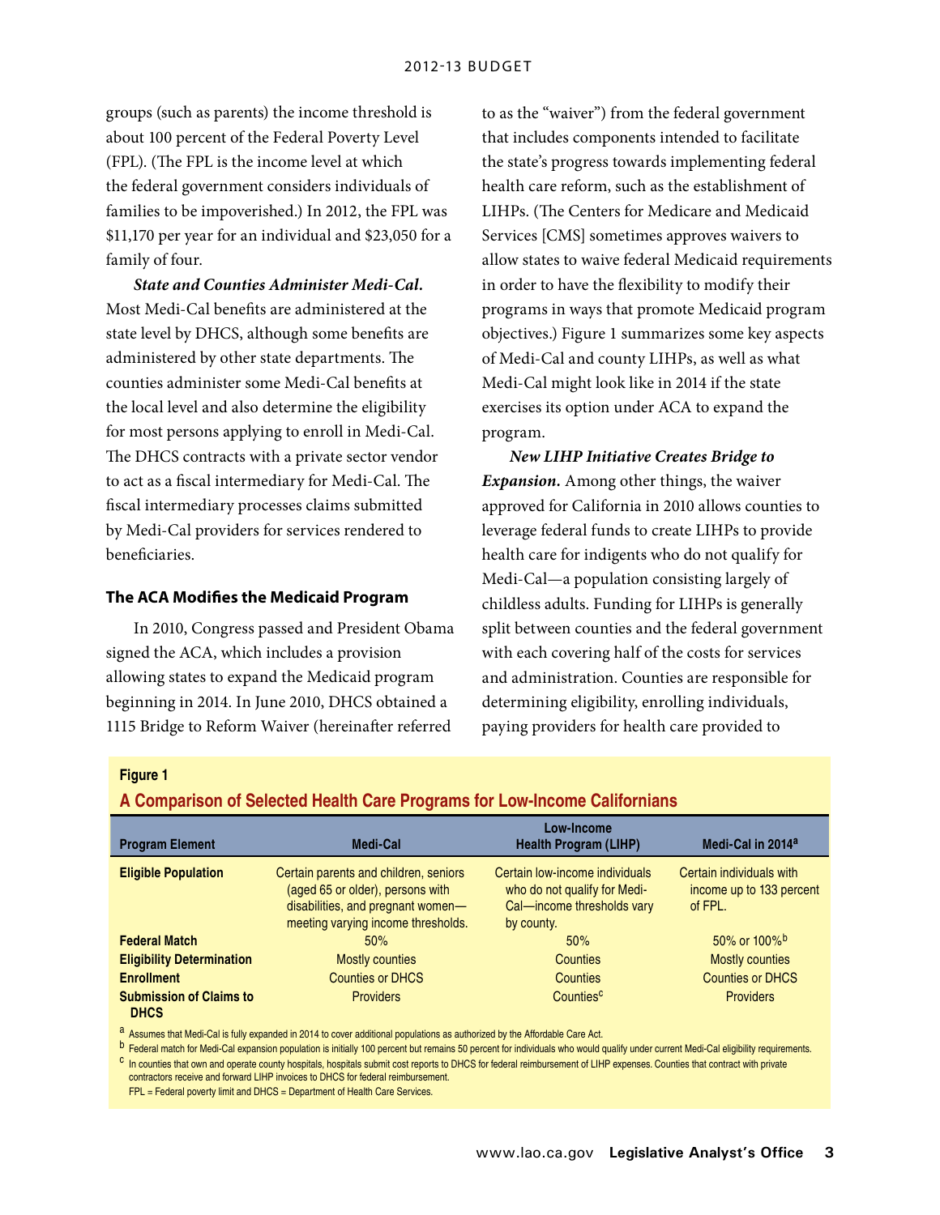groups (such as parents) the income threshold is about 100 percent of the Federal Poverty Level (FPL). (The FPL is the income level at which the federal government considers individuals of families to be impoverished.) In 2012, the FPL was $11,170 per year for an individual and $23,050 for a family of four.

***State and Counties Administer Medi-Cal.*** Most Medi-Cal benefits are administered at the state level by DHCS, although some benefits are administered by other state departments. The counties administer some Medi-Cal benefits at the local level and also determine the eligibility for most persons applying to enroll in Medi-Cal. The DHCS contracts with a private sector vendor to act as a fiscal intermediary for Medi-Cal. The fiscal intermediary processes claims submitted by Medi-Cal providers for services rendered to beneficiaries.

### The ACA Modifies the Medicaid Program

In 2010, Congress passed and President Obama signed the ACA, which includes a provision allowing states to expand the Medicaid program beginning in 2014. In June 2010, DHCS obtained a 1115 Bridge to Reform Waiver (hereinafter referred to as the "waiver") from the federal government that includes components intended to facilitate the state's progress towards implementing federal health care reform, such as the establishment of LIHPs. (The Centers for Medicare and Medicaid Services [CMS] sometimes approves waivers to allow states to waive federal Medicaid requirements in order to have the flexibility to modify their programs in ways that promote Medicaid program objectives.) Figure 1 summarizes some key aspects of Medi-Cal and county LIHPs, as well as what Medi-Cal might look like in 2014 if the state exercises its option under ACA to expand the program.

***New LIHP Initiative Creates Bridge to Expansion.*** Among other things, the waiver approved for California in 2010 allows counties to leverage federal funds to create LIHPs to provide health care for indigents who do not qualify for Medi-Cal—a population consisting largely of childless adults. Funding for LIHPs is generally split between counties and the federal government with each covering half of the costs for services and administration. Counties are responsible for determining eligibility, enrolling individuals, paying providers for health care provided to

**Figure 1**

**A Comparison of Selected Health Care Programs for Low-Income Californians**

| Program Element | Medi-Cal | Low-Income Health Program (LIHP) | Medi-Cal in 2014[a] |
|---|---|---|---|
| **Eligible Population** | Certain parents and children, seniors (aged 65 or older), persons with disabilities, and pregnant women—meeting varying income thresholds. | Certain low-income individuals who do not qualify for Medi-Cal—income thresholds vary by county. | Certain individuals with income up to 133 percent of FPL. |
| **Federal Match** | 50% | 50% | 50% or 100%[b] |
| **Eligibility Determination** | Mostly counties | Counties | Mostly counties |
| **Enrollment** | Counties or DHCS | Counties | Counties or DHCS |
| **Submission of Claims to DHCS** | Providers | Counties[c] | Providers |

[a] Assumes that Medi-Cal is fully expanded in 2014 to cover additional populations as authorized by the Affordable Care Act.

[b] Federal match for Medi-Cal expansion population is initially 100 percent but remains 50 percent for individuals who would qualify under current Medi-Cal eligibility requirements.

[c] In counties that own and operate county hospitals, hospitals submit cost reports to DHCS for federal reimbursement of LIHP expenses. Counties that contract with private contractors receive and forward LIHP invoices to DHCS for federal reimbursement.

FPL = Federal poverty limit and DHCS = Department of Health Care Services.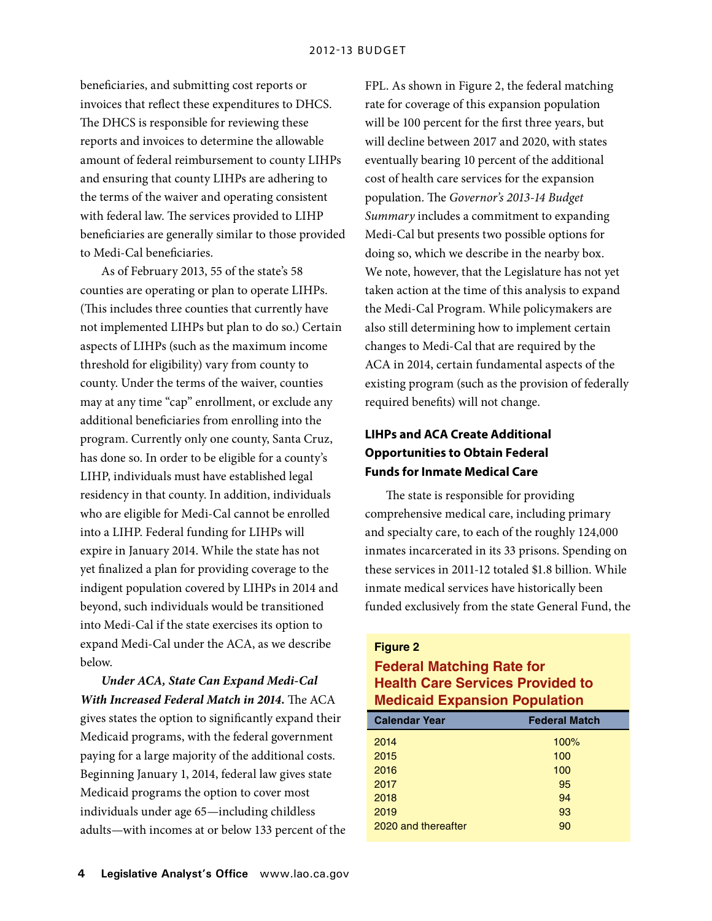beneficiaries, and submitting cost reports or invoices that reflect these expenditures to DHCS. The DHCS is responsible for reviewing these reports and invoices to determine the allowable amount of federal reimbursement to county LIHPs and ensuring that county LIHPs are adhering to the terms of the waiver and operating consistent with federal law. The services provided to LIHP beneficiaries are generally similar to those provided to Medi-Cal beneficiaries.

As of February 2013, 55 of the state's 58 counties are operating or plan to operate LIHPs. (This includes three counties that currently have not implemented LIHPs but plan to do so.) Certain aspects of LIHPs (such as the maximum income threshold for eligibility) vary from county to county. Under the terms of the waiver, counties may at any time "cap" enrollment, or exclude any additional beneficiaries from enrolling into the program. Currently only one county, Santa Cruz, has done so. In order to be eligible for a county's LIHP, individuals must have established legal residency in that county. In addition, individuals who are eligible for Medi-Cal cannot be enrolled into a LIHP. Federal funding for LIHPs will expire in January 2014. While the state has not yet finalized a plan for providing coverage to the indigent population covered by LIHPs in 2014 and beyond, such individuals would be transitioned into Medi-Cal if the state exercises its option to expand Medi-Cal under the ACA, as we describe below.

***Under ACA, State Can Expand Medi-Cal With Increased Federal Match in 2014.*** The ACA gives states the option to significantly expand their Medicaid programs, with the federal government paying for a large majority of the additional costs. Beginning January 1, 2014, federal law gives state Medicaid programs the option to cover most individuals under age 65—including childless adults—with incomes at or below 133 percent of the FPL. As shown in Figure 2, the federal matching rate for coverage of this expansion population will be 100 percent for the first three years, but will decline between 2017 and 2020, with states eventually bearing 10 percent of the additional cost of health care services for the expansion population. The *Governor's 2013-14 Budget Summary* includes a commitment to expanding Medi-Cal but presents two possible options for doing so, which we describe in the nearby box. We note, however, that the Legislature has not yet taken action at the time of this analysis to expand the Medi-Cal Program. While policymakers are also still determining how to implement certain changes to Medi-Cal that are required by the ACA in 2014, certain fundamental aspects of the existing program (such as the provision of federally required benefits) will not change.

**Figure 2**

**Federal Matching Rate for Health Care Services Provided to Medicaid Expansion Population**

| Calendar Year | Federal Match |
|---|---|
| 2014 | 100% |
| 2015 | 100 |
| 2016 | 100 |
| 2017 | 95 |
| 2018 | 94 |
| 2019 | 93 |
| 2020 and thereafter | 90 |

### LIHPs and ACA Create Additional Opportunities to Obtain Federal Funds for Inmate Medical Care

The state is responsible for providing comprehensive medical care, including primary and specialty care, to each of the roughly 124,000 inmates incarcerated in its 33 prisons. Spending on these services in 2011-12 totaled $1.8 billion. While inmate medical services have historically been funded exclusively from the state General Fund, the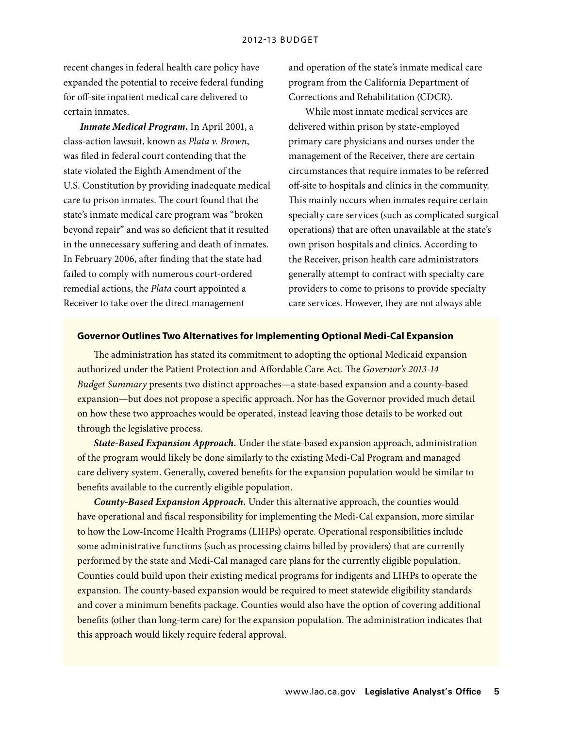recent changes in federal health care policy have expanded the potential to receive federal funding for off-site inpatient medical care delivered to certain inmates.

***Inmate Medical Program.*** In April 2001, a class-action lawsuit, known as *Plata v. Brown*, was filed in federal court contending that the state violated the Eighth Amendment of the U.S. Constitution by providing inadequate medical care to prison inmates. The court found that the state's inmate medical care program was "broken beyond repair" and was so deficient that it resulted in the unnecessary suffering and death of inmates. In February 2006, after finding that the state had failed to comply with numerous court-ordered remedial actions, the *Plata* court appointed a Receiver to take over the direct management and operation of the state's inmate medical care program from the California Department of Corrections and Rehabilitation (CDCR).

While most inmate medical services are delivered within prison by state-employed primary care physicians and nurses under the management of the Receiver, there are certain circumstances that require inmates to be referred off-site to hospitals and clinics in the community. This mainly occurs when inmates require certain specialty care services (such as complicated surgical operations) that are often unavailable at the state's own prison hospitals and clinics. According to the Receiver, prison health care administrators generally attempt to contract with specialty care providers to come to prisons to provide specialty care services. However, they are not always able

**Governor Outlines Two Alternatives for Implementing Optional Medi-Cal Expansion**

The administration has stated its commitment to adopting the optional Medicaid expansion authorized under the Patient Protection and Affordable Care Act. The *Governor's 2013-14 Budget Summary* presents two distinct approaches—a state-based expansion and a county-based expansion—but does not propose a specific approach. Nor has the Governor provided much detail on how these two approaches would be operated, instead leaving those details to be worked out through the legislative process.

***State-Based Expansion Approach.*** Under the state-based expansion approach, administration of the program would likely be done similarly to the existing Medi-Cal Program and managed care delivery system. Generally, covered benefits for the expansion population would be similar to benefits available to the currently eligible population.

***County-Based Expansion Approach.*** Under this alternative approach, the counties would have operational and fiscal responsibility for implementing the Medi-Cal expansion, more similar to how the Low-Income Health Programs (LIHPs) operate. Operational responsibilities include some administrative functions (such as processing claims billed by providers) that are currently performed by the state and Medi-Cal managed care plans for the currently eligible population. Counties could build upon their existing medical programs for indigents and LIHPs to operate the expansion. The county-based expansion would be required to meet statewide eligibility standards and cover a minimum benefits package. Counties would also have the option of covering additional benefits (other than long-term care) for the expansion population. The administration indicates that this approach would likely require federal approval.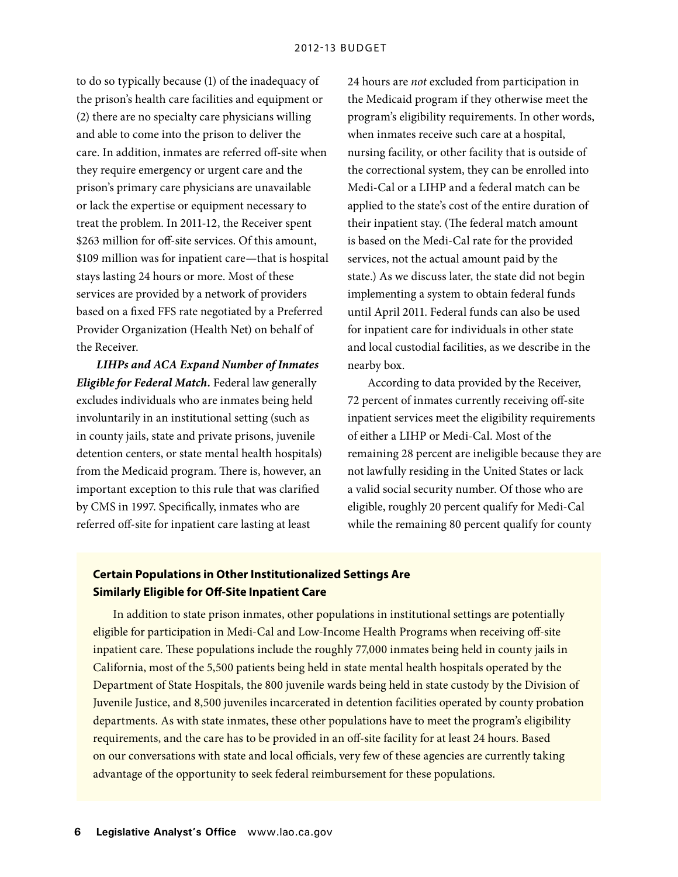to do so typically because (1) of the inadequacy of the prison's health care facilities and equipment or (2) there are no specialty care physicians willing and able to come into the prison to deliver the care. In addition, inmates are referred off-site when they require emergency or urgent care and the prison's primary care physicians are unavailable or lack the expertise or equipment necessary to treat the problem. In 2011-12, the Receiver spent $263 million for off-site services. Of this amount, $109 million was for inpatient care—that is hospital stays lasting 24 hours or more. Most of these services are provided by a network of providers based on a fixed FFS rate negotiated by a Preferred Provider Organization (Health Net) on behalf of the Receiver.

***LIHPs and ACA Expand Number of Inmates Eligible for Federal Match.*** Federal law generally excludes individuals who are inmates being held involuntarily in an institutional setting (such as in county jails, state and private prisons, juvenile detention centers, or state mental health hospitals) from the Medicaid program. There is, however, an important exception to this rule that was clarified by CMS in 1997. Specifically, inmates who are referred off-site for inpatient care lasting at least 24 hours are *not* excluded from participation in the Medicaid program if they otherwise meet the program's eligibility requirements. In other words, when inmates receive such care at a hospital, nursing facility, or other facility that is outside of the correctional system, they can be enrolled into Medi-Cal or a LIHP and a federal match can be applied to the state's cost of the entire duration of their inpatient stay. (The federal match amount is based on the Medi-Cal rate for the provided services, not the actual amount paid by the state.) As we discuss later, the state did not begin implementing a system to obtain federal funds until April 2011. Federal funds can also be used for inpatient care for individuals in other state and local custodial facilities, as we describe in the nearby box.

According to data provided by the Receiver, 72 percent of inmates currently receiving off-site inpatient services meet the eligibility requirements of either a LIHP or Medi-Cal. Most of the remaining 28 percent are ineligible because they are not lawfully residing in the United States or lack a valid social security number. Of those who are eligible, roughly 20 percent qualify for Medi-Cal while the remaining 80 percent qualify for county

**Certain Populations in Other Institutionalized Settings Are Similarly Eligible for Off-Site Inpatient Care**

In addition to state prison inmates, other populations in institutional settings are potentially eligible for participation in Medi-Cal and Low-Income Health Programs when receiving off-site inpatient care. These populations include the roughly 77,000 inmates being held in county jails in California, most of the 5,500 patients being held in state mental health hospitals operated by the Department of State Hospitals, the 800 juvenile wards being held in state custody by the Division of Juvenile Justice, and 8,500 juveniles incarcerated in detention facilities operated by county probation departments. As with state inmates, these other populations have to meet the program's eligibility requirements, and the care has to be provided in an off-site facility for at least 24 hours. Based on our conversations with state and local officials, very few of these agencies are currently taking advantage of the opportunity to seek federal reimbursement for these populations.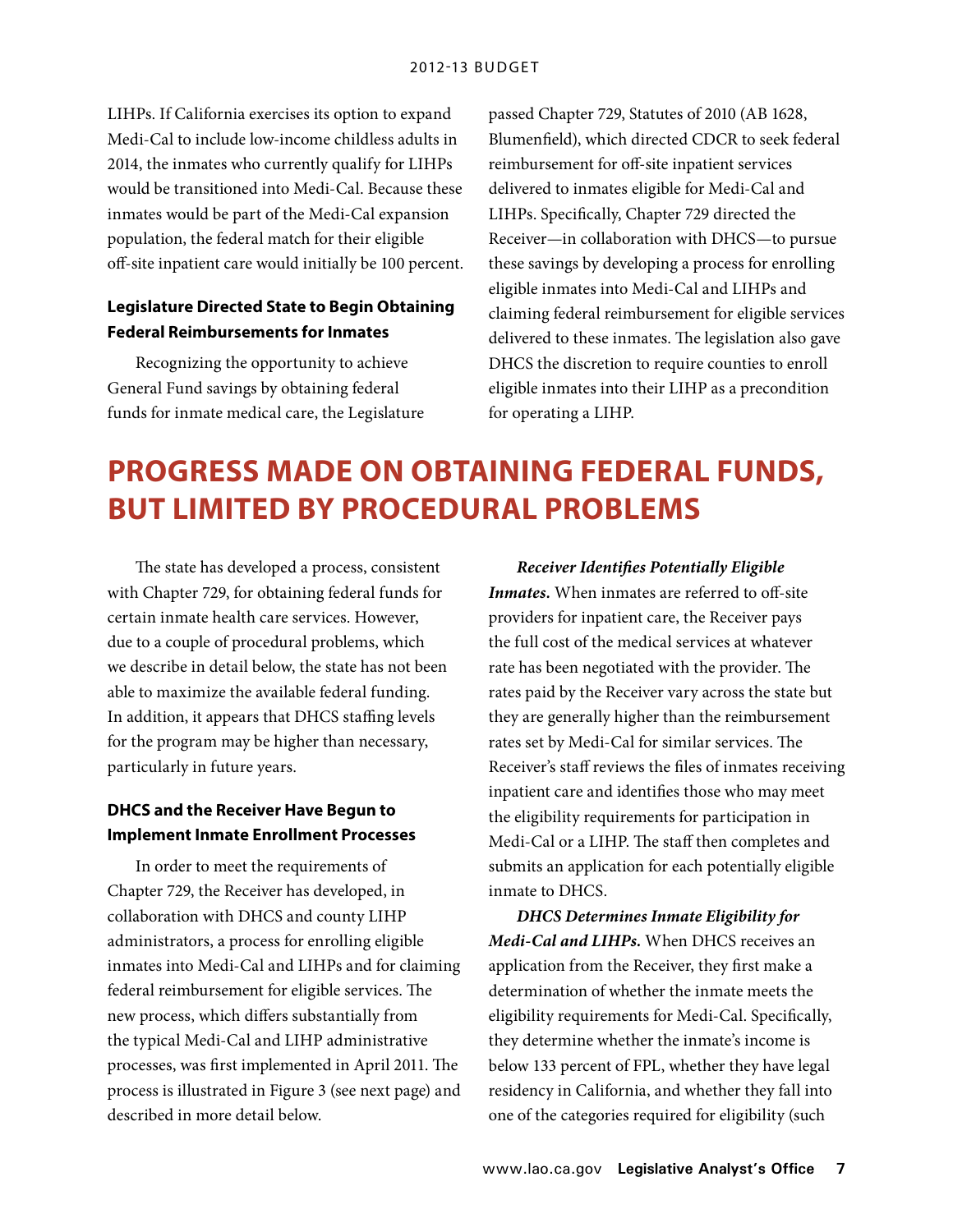LIHPs. If California exercises its option to expand Medi-Cal to include low-income childless adults in 2014, the inmates who currently qualify for LIHPs would be transitioned into Medi-Cal. Because these inmates would be part of the Medi-Cal expansion population, the federal match for their eligible off-site inpatient care would initially be 100 percent.

### Legislature Directed State to Begin Obtaining Federal Reimbursements for Inmates

Recognizing the opportunity to achieve General Fund savings by obtaining federal funds for inmate medical care, the Legislature passed Chapter 729, Statutes of 2010 (AB 1628, Blumenfield), which directed CDCR to seek federal reimbursement for off-site inpatient services delivered to inmates eligible for Medi-Cal and LIHPs. Specifically, Chapter 729 directed the Receiver—in collaboration with DHCS—to pursue these savings by developing a process for enrolling eligible inmates into Medi-Cal and LIHPs and claiming federal reimbursement for eligible services delivered to these inmates. The legislation also gave DHCS the discretion to require counties to enroll eligible inmates into their LIHP as a precondition for operating a LIHP.

## PROGRESS MADE ON OBTAINING FEDERAL FUNDS, BUT LIMITED BY PROCEDURAL PROBLEMS

The state has developed a process, consistent with Chapter 729, for obtaining federal funds for certain inmate health care services. However, due to a couple of procedural problems, which we describe in detail below, the state has not been able to maximize the available federal funding. In addition, it appears that DHCS staffing levels for the program may be higher than necessary, particularly in future years.

### DHCS and the Receiver Have Begun to Implement Inmate Enrollment Processes

In order to meet the requirements of Chapter 729, the Receiver has developed, in collaboration with DHCS and county LIHP administrators, a process for enrolling eligible inmates into Medi-Cal and LIHPs and for claiming federal reimbursement for eligible services. The new process, which differs substantially from the typical Medi-Cal and LIHP administrative processes, was first implemented in April 2011. The process is illustrated in Figure 3 (see next page) and described in more detail below.

***Receiver Identifies Potentially Eligible Inmates.*** When inmates are referred to off-site providers for inpatient care, the Receiver pays the full cost of the medical services at whatever rate has been negotiated with the provider. The rates paid by the Receiver vary across the state but they are generally higher than the reimbursement rates set by Medi-Cal for similar services. The Receiver's staff reviews the files of inmates receiving inpatient care and identifies those who may meet the eligibility requirements for participation in Medi-Cal or a LIHP. The staff then completes and submits an application for each potentially eligible inmate to DHCS.

***DHCS Determines Inmate Eligibility for Medi-Cal and LIHPs.*** When DHCS receives an application from the Receiver, they first make a determination of whether the inmate meets the eligibility requirements for Medi-Cal. Specifically, they determine whether the inmate's income is below 133 percent of FPL, whether they have legal residency in California, and whether they fall into one of the categories required for eligibility (such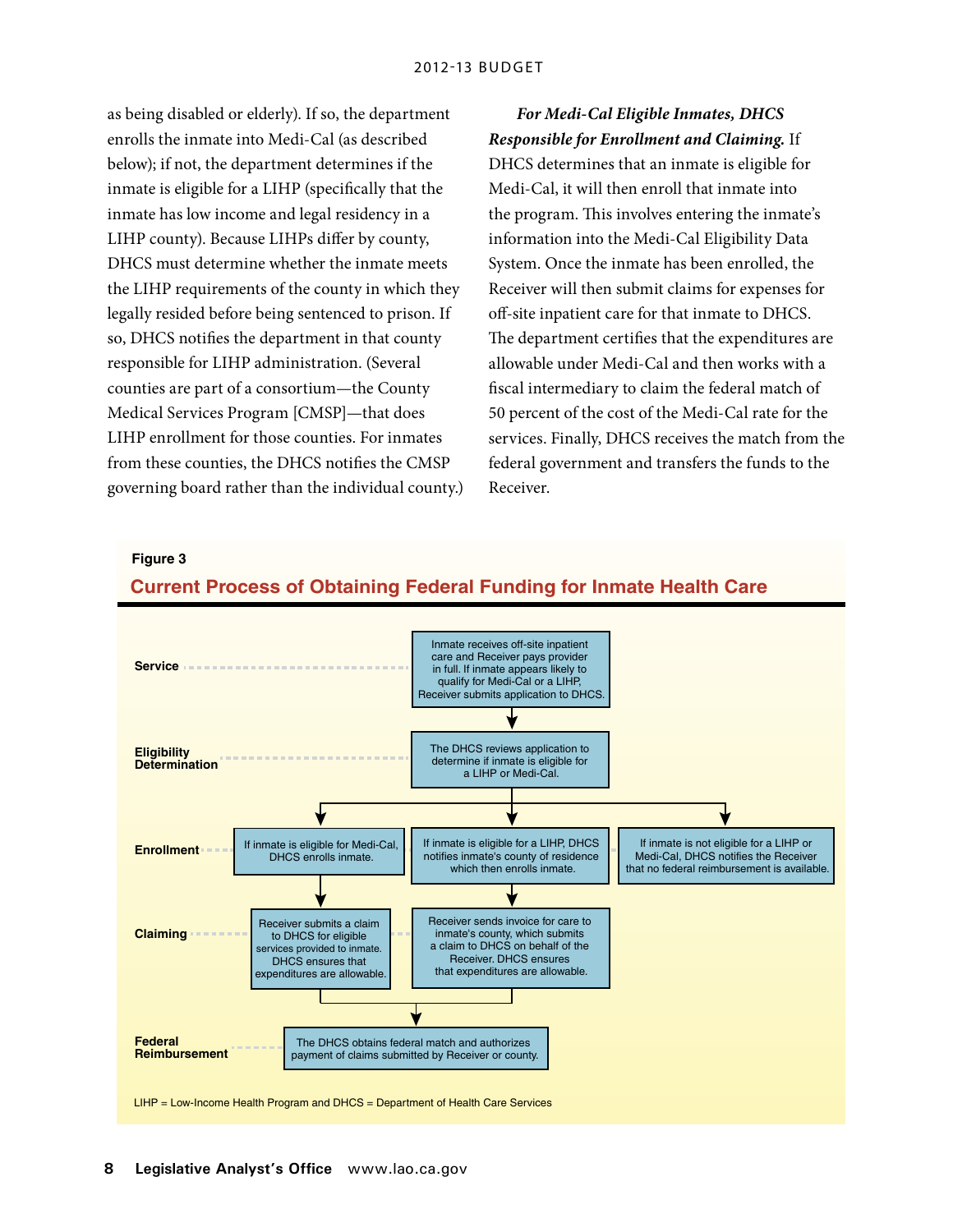as being disabled or elderly). If so, the department enrolls the inmate into Medi-Cal (as described below); if not, the department determines if the inmate is eligible for a LIHP (specifically that the inmate has low income and legal residency in a LIHP county). Because LIHPs differ by county, DHCS must determine whether the inmate meets the LIHP requirements of the county in which they legally resided before being sentenced to prison. If so, DHCS notifies the department in that county responsible for LIHP administration. (Several counties are part of a consortium—the County Medical Services Program [CMSP]—that does LIHP enrollment for those counties. For inmates from these counties, the DHCS notifies the CMSP governing board rather than the individual county.)

***For Medi-Cal Eligible Inmates, DHCS Responsible for Enrollment and Claiming.*** If DHCS determines that an inmate is eligible for Medi-Cal, it will then enroll that inmate into the program. This involves entering the inmate's information into the Medi-Cal Eligibility Data System. Once the inmate has been enrolled, the Receiver will then submit claims for expenses for off-site inpatient care for that inmate to DHCS. The department certifies that the expenditures are allowable under Medi-Cal and then works with a fiscal intermediary to claim the federal match of 50 percent of the cost of the Medi-Cal rate for the services. Finally, DHCS receives the match from the federal government and transfers the funds to the Receiver.

**Figure 3**

**Current Process of Obtaining Federal Funding for Inmate Health Care**

**Service:** Inmate receives off-site inpatient care and Receiver pays provider in full. If inmate appears likely to qualify for Medi-Cal or a LIHP, Receiver submits application to DHCS.

**Eligibility Determination:** The DHCS reviews application to determine if inmate is eligible for a LIHP or Medi-Cal.

**Enrollment:**
- If inmate is eligible for Medi-Cal, DHCS enrolls inmate.
- If inmate is eligible for a LIHP, DHCS notifies inmate's county of residence which then enrolls inmate.
- If inmate is not eligible for a LIHP or Medi-Cal, DHCS notifies the Receiver that no federal reimbursement is available.

**Claiming:**
- Receiver submits a claim to DHCS for eligible services provided to inmate. DHCS ensures that expenditures are allowable.
- Receiver sends invoice for care to inmate's county, which submits a claim to DHCS on behalf of the Receiver. DHCS ensures that expenditures are allowable.

**Federal Reimbursement:** The DHCS obtains federal match and authorizes payment of claims submitted by Receiver or county.

LIHP = Low-Income Health Program and DHCS = Department of Health Care Services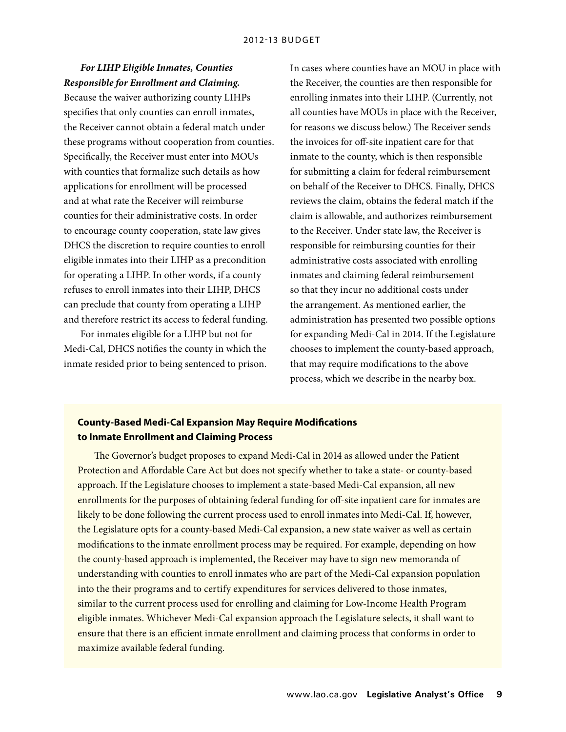***For LIHP Eligible Inmates, Counties Responsible for Enrollment and Claiming.*** Because the waiver authorizing county LIHPs specifies that only counties can enroll inmates, the Receiver cannot obtain a federal match under these programs without cooperation from counties. Specifically, the Receiver must enter into MOUs with counties that formalize such details as how applications for enrollment will be processed and at what rate the Receiver will reimburse counties for their administrative costs. In order to encourage county cooperation, state law gives DHCS the discretion to require counties to enroll eligible inmates into their LIHP as a precondition for operating a LIHP. In other words, if a county refuses to enroll inmates into their LIHP, DHCS can preclude that county from operating a LIHP and therefore restrict its access to federal funding.

For inmates eligible for a LIHP but not for Medi-Cal, DHCS notifies the county in which the inmate resided prior to being sentenced to prison. In cases where counties have an MOU in place with the Receiver, the counties are then responsible for enrolling inmates into their LIHP. (Currently, not all counties have MOUs in place with the Receiver, for reasons we discuss below.) The Receiver sends the invoices for off-site inpatient care for that inmate to the county, which is then responsible for submitting a claim for federal reimbursement on behalf of the Receiver to DHCS. Finally, DHCS reviews the claim, obtains the federal match if the claim is allowable, and authorizes reimbursement to the Receiver. Under state law, the Receiver is responsible for reimbursing counties for their administrative costs associated with enrolling inmates and claiming federal reimbursement so that they incur no additional costs under the arrangement. As mentioned earlier, the administration has presented two possible options for expanding Medi-Cal in 2014. If the Legislature chooses to implement the county-based approach, that may require modifications to the above process, which we describe in the nearby box.

**County-Based Medi-Cal Expansion May Require Modifications to Inmate Enrollment and Claiming Process**

The Governor's budget proposes to expand Medi-Cal in 2014 as allowed under the Patient Protection and Affordable Care Act but does not specify whether to take a state- or county-based approach. If the Legislature chooses to implement a state-based Medi-Cal expansion, all new enrollments for the purposes of obtaining federal funding for off-site inpatient care for inmates are likely to be done following the current process used to enroll inmates into Medi-Cal. If, however, the Legislature opts for a county-based Medi-Cal expansion, a new state waiver as well as certain modifications to the inmate enrollment process may be required. For example, depending on how the county-based approach is implemented, the Receiver may have to sign new memoranda of understanding with counties to enroll inmates who are part of the Medi-Cal expansion population into the their programs and to certify expenditures for services delivered to those inmates, similar to the current process used for enrolling and claiming for Low-Income Health Program eligible inmates. Whichever Medi-Cal expansion approach the Legislature selects, it shall want to ensure that there is an efficient inmate enrollment and claiming process that conforms in order to maximize available federal funding.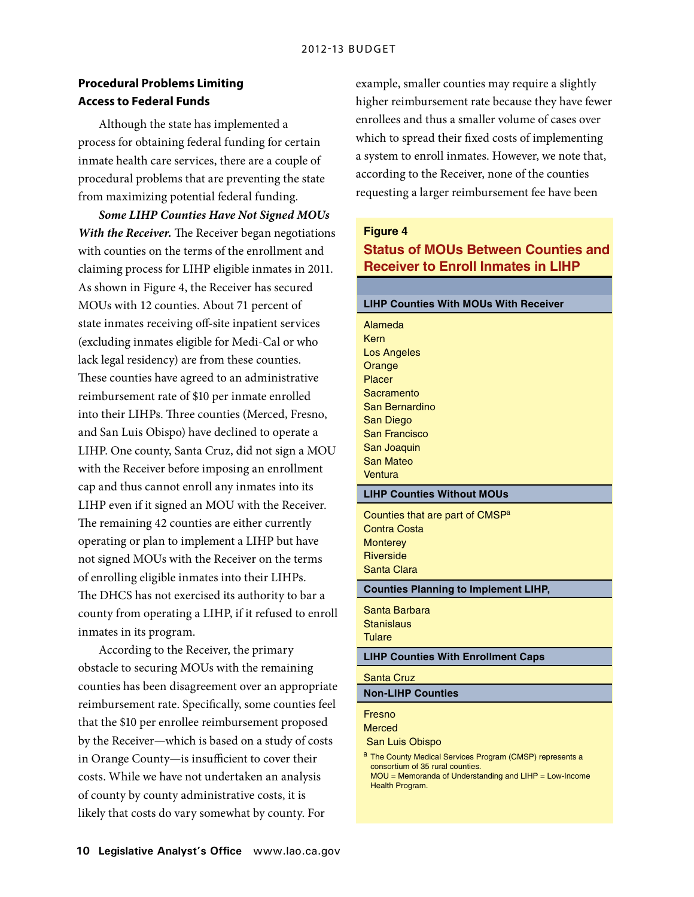### Procedural Problems Limiting Access to Federal Funds

Although the state has implemented a process for obtaining federal funding for certain inmate health care services, there are a couple of procedural problems that are preventing the state from maximizing potential federal funding.

***Some LIHP Counties Have Not Signed MOUs With the Receiver.*** The Receiver began negotiations with counties on the terms of the enrollment and claiming process for LIHP eligible inmates in 2011. As shown in Figure 4, the Receiver has secured MOUs with 12 counties. About 71 percent of state inmates receiving off-site inpatient services (excluding inmates eligible for Medi-Cal or who lack legal residency) are from these counties. These counties have agreed to an administrative reimbursement rate of $10 per inmate enrolled into their LIHPs. Three counties (Merced, Fresno, and San Luis Obispo) have declined to operate a LIHP. One county, Santa Cruz, did not sign a MOU with the Receiver before imposing an enrollment cap and thus cannot enroll any inmates into its LIHP even if it signed an MOU with the Receiver. The remaining 42 counties are either currently operating or plan to implement a LIHP but have not signed MOUs with the Receiver on the terms of enrolling eligible inmates into their LIHPs. The DHCS has not exercised its authority to bar a county from operating a LIHP, if it refused to enroll inmates in its program.

According to the Receiver, the primary obstacle to securing MOUs with the remaining counties has been disagreement over an appropriate reimbursement rate. Specifically, some counties feel that the $10 per enrollee reimbursement proposed by the Receiver—which is based on a study of costs in Orange County—is insufficient to cover their costs. While we have not undertaken an analysis of county by county administrative costs, it is likely that costs do vary somewhat by county. For example, smaller counties may require a slightly higher reimbursement rate because they have fewer enrollees and thus a smaller volume of cases over which to spread their fixed costs of implementing a system to enroll inmates. However, we note that, according to the Receiver, none of the counties requesting a larger reimbursement fee have been

**Figure 4**

**Status of MOUs Between Counties and Receiver to Enroll Inmates in LIHP**

| |
|---|
| **LIHP Counties With MOUs With Receiver** |
| Alameda |
| Kern |
| Los Angeles |
| Orange |
| Placer |
| Sacramento |
| San Bernardino |
| San Diego |
| San Francisco |
| San Joaquin |
| San Mateo |
| Ventura |
| **LIHP Counties Without MOUs** |
| Counties that are part of CMSP[a] |
| Contra Costa |
| Monterey |
| Riverside |
| Santa Clara |
| **Counties Planning to Implement LIHP,** |
| Santa Barbara |
| Stanislaus |
| Tulare |
| **LIHP Counties With Enrollment Caps** |
| Santa Cruz |
| **Non-LIHP Counties** |
| Fresno |
| Merced |
| San Luis Obispo |

[a] The County Medical Services Program (CMSP) represents a consortium of 35 rural counties.
MOU = Memoranda of Understanding and LIHP = Low-Income Health Program.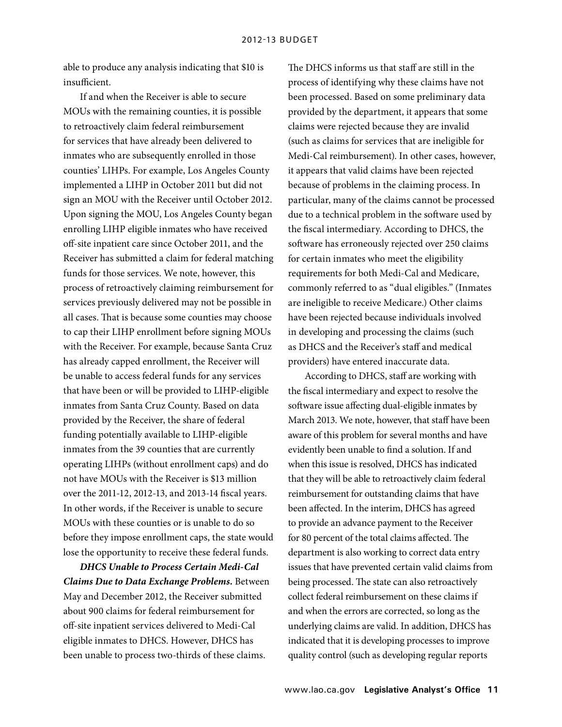able to produce any analysis indicating that $10 is insufficient.

If and when the Receiver is able to secure MOUs with the remaining counties, it is possible to retroactively claim federal reimbursement for services that have already been delivered to inmates who are subsequently enrolled in those counties' LIHPs. For example, Los Angeles County implemented a LIHP in October 2011 but did not sign an MOU with the Receiver until October 2012. Upon signing the MOU, Los Angeles County began enrolling LIHP eligible inmates who have received off-site inpatient care since October 2011, and the Receiver has submitted a claim for federal matching funds for those services. We note, however, this process of retroactively claiming reimbursement for services previously delivered may not be possible in all cases. That is because some counties may choose to cap their LIHP enrollment before signing MOUs with the Receiver. For example, because Santa Cruz has already capped enrollment, the Receiver will be unable to access federal funds for any services that have been or will be provided to LIHP-eligible inmates from Santa Cruz County. Based on data provided by the Receiver, the share of federal funding potentially available to LIHP-eligible inmates from the 39 counties that are currently operating LIHPs (without enrollment caps) and do not have MOUs with the Receiver is $13 million over the 2011-12, 2012-13, and 2013-14 fiscal years. In other words, if the Receiver is unable to secure MOUs with these counties or is unable to do so before they impose enrollment caps, the state would lose the opportunity to receive these federal funds.

***DHCS Unable to Process Certain Medi-Cal Claims Due to Data Exchange Problems.*** Between May and December 2012, the Receiver submitted about 900 claims for federal reimbursement for off-site inpatient services delivered to Medi-Cal eligible inmates to DHCS. However, DHCS has been unable to process two-thirds of these claims. The DHCS informs us that staff are still in the process of identifying why these claims have not been processed. Based on some preliminary data provided by the department, it appears that some claims were rejected because they are invalid (such as claims for services that are ineligible for Medi-Cal reimbursement). In other cases, however, it appears that valid claims have been rejected because of problems in the claiming process. In particular, many of the claims cannot be processed due to a technical problem in the software used by the fiscal intermediary. According to DHCS, the software has erroneously rejected over 250 claims for certain inmates who meet the eligibility requirements for both Medi-Cal and Medicare, commonly referred to as "dual eligibles." (Inmates are ineligible to receive Medicare.) Other claims have been rejected because individuals involved in developing and processing the claims (such as DHCS and the Receiver's staff and medical providers) have entered inaccurate data.

According to DHCS, staff are working with the fiscal intermediary and expect to resolve the software issue affecting dual-eligible inmates by March 2013. We note, however, that staff have been aware of this problem for several months and have evidently been unable to find a solution. If and when this issue is resolved, DHCS has indicated that they will be able to retroactively claim federal reimbursement for outstanding claims that have been affected. In the interim, DHCS has agreed to provide an advance payment to the Receiver for 80 percent of the total claims affected. The department is also working to correct data entry issues that have prevented certain valid claims from being processed. The state can also retroactively collect federal reimbursement on these claims if and when the errors are corrected, so long as the underlying claims are valid. In addition, DHCS has indicated that it is developing processes to improve quality control (such as developing regular reports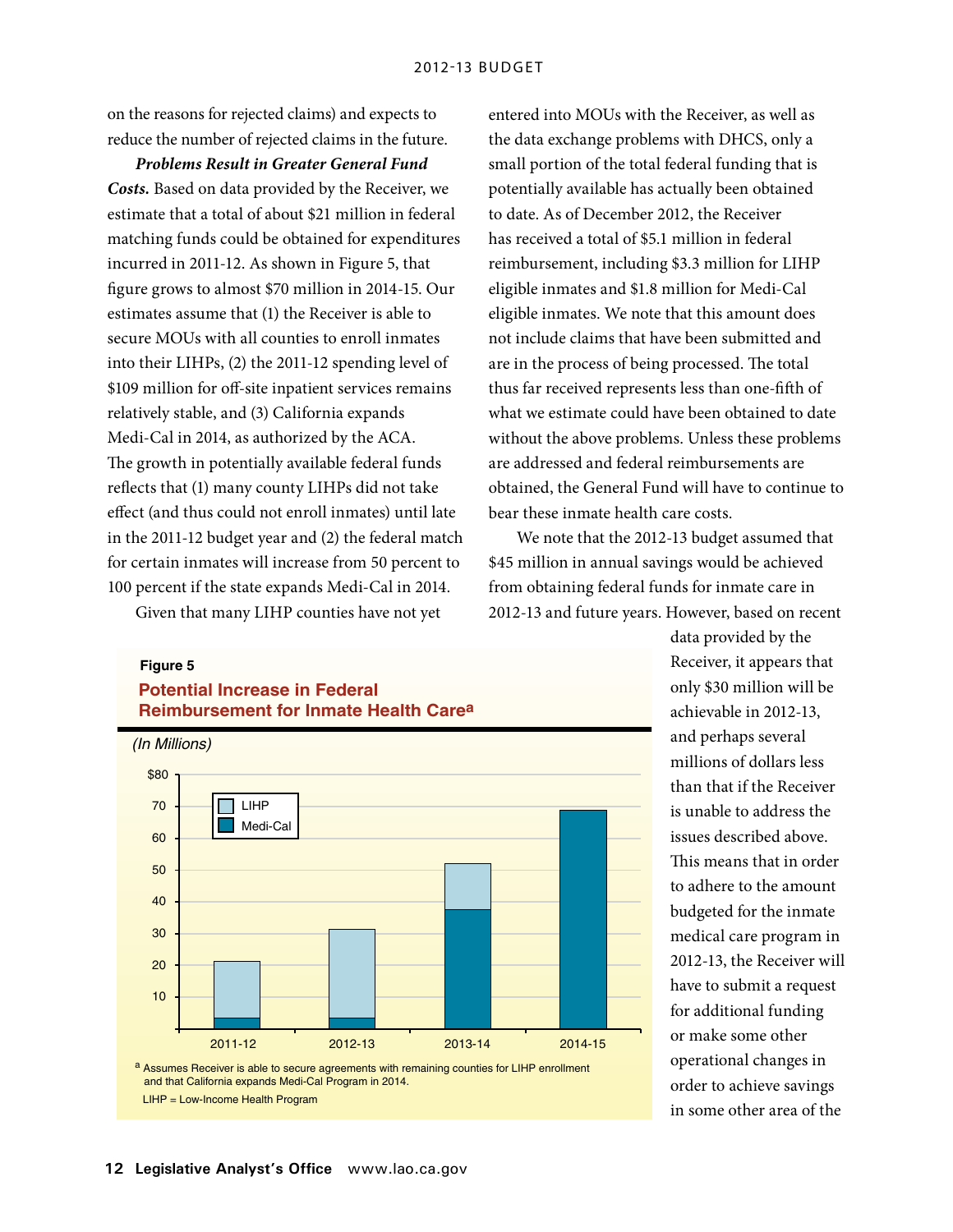on the reasons for rejected claims) and expects to reduce the number of rejected claims in the future.

***Problems Result in Greater General Fund Costs.*** Based on data provided by the Receiver, we estimate that a total of about $21 million in federal matching funds could be obtained for expenditures incurred in 2011-12. As shown in Figure 5, that figure grows to almost $70 million in 2014-15. Our estimates assume that (1) the Receiver is able to secure MOUs with all counties to enroll inmates into their LIHPs, (2) the 2011-12 spending level of $109 million for off-site inpatient services remains relatively stable, and (3) California expands Medi-Cal in 2014, as authorized by the ACA. The growth in potentially available federal funds reflects that (1) many county LIHPs did not take effect (and thus could not enroll inmates) until late in the 2011-12 budget year and (2) the federal match for certain inmates will increase from 50 percent to 100 percent if the state expands Medi-Cal in 2014.

Given that many LIHP counties have not yet entered into MOUs with the Receiver, as well as the data exchange problems with DHCS, only a small portion of the total federal funding that is potentially available has actually been obtained to date. As of December 2012, the Receiver has received a total of $5.1 million in federal reimbursement, including $3.3 million for LIHP eligible inmates and $1.8 million for Medi-Cal eligible inmates. We note that this amount does not include claims that have been submitted and are in the process of being processed. The total thus far received represents less than one-fifth of what we estimate could have been obtained to date without the above problems. Unless these problems are addressed and federal reimbursements are obtained, the General Fund will have to continue to bear these inmate health care costs.

We note that the 2012-13 budget assumed that $45 million in annual savings would be achieved from obtaining federal funds for inmate care in 2012-13 and future years. However, based on recent data provided by the Receiver, it appears that only $30 million will be achievable in 2012-13, and perhaps several millions of dollars less than that if the Receiver is unable to address the issues described above. This means that in order to adhere to the amount budgeted for the inmate medical care program in 2012-13, the Receiver will have to submit a request for additional funding or make some other operational changes in order to achieve savings in some other area of the

**Figure 5**

**Potential Increase in Federal Reimbursement for Inmate Health Care[a]**

*(In Millions)*

Stacked bar chart (LIHP and Medi-Cal) for 2011-12, 2012-13, 2013-14, and 2014-15; y-axis $0 to $80.

[a] Assumes Receiver is able to secure agreements with remaining counties for LIHP enrollment and that California expands Medi-Cal Program in 2014.

LIHP = Low-Income Health Program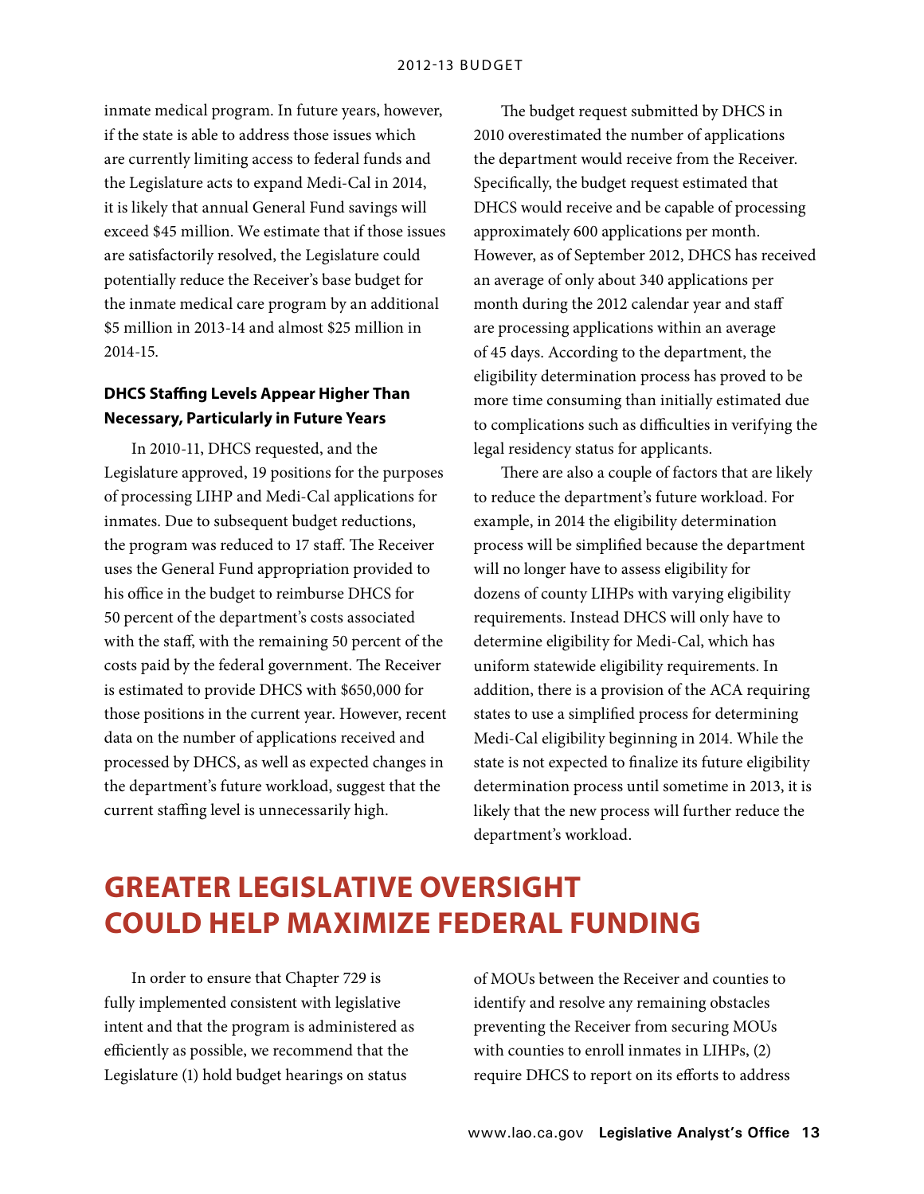inmate medical program. In future years, however, if the state is able to address those issues which are currently limiting access to federal funds and the Legislature acts to expand Medi-Cal in 2014, it is likely that annual General Fund savings will exceed $45 million. We estimate that if those issues are satisfactorily resolved, the Legislature could potentially reduce the Receiver's base budget for the inmate medical care program by an additional $5 million in 2013-14 and almost $25 million in 2014-15.

### DHCS Staffing Levels Appear Higher Than Necessary, Particularly in Future Years

In 2010-11, DHCS requested, and the Legislature approved, 19 positions for the purposes of processing LIHP and Medi-Cal applications for inmates. Due to subsequent budget reductions, the program was reduced to 17 staff. The Receiver uses the General Fund appropriation provided to his office in the budget to reimburse DHCS for 50 percent of the department's costs associated with the staff, with the remaining 50 percent of the costs paid by the federal government. The Receiver is estimated to provide DHCS with $650,000 for those positions in the current year. However, recent data on the number of applications received and processed by DHCS, as well as expected changes in the department's future workload, suggest that the current staffing level is unnecessarily high.

The budget request submitted by DHCS in 2010 overestimated the number of applications the department would receive from the Receiver. Specifically, the budget request estimated that DHCS would receive and be capable of processing approximately 600 applications per month. However, as of September 2012, DHCS has received an average of only about 340 applications per month during the 2012 calendar year and staff are processing applications within an average of 45 days. According to the department, the eligibility determination process has proved to be more time consuming than initially estimated due to complications such as difficulties in verifying the legal residency status for applicants.

There are also a couple of factors that are likely to reduce the department's future workload. For example, in 2014 the eligibility determination process will be simplified because the department will no longer have to assess eligibility for dozens of county LIHPs with varying eligibility requirements. Instead DHCS will only have to determine eligibility for Medi-Cal, which has uniform statewide eligibility requirements. In addition, there is a provision of the ACA requiring states to use a simplified process for determining Medi-Cal eligibility beginning in 2014. While the state is not expected to finalize its future eligibility determination process until sometime in 2013, it is likely that the new process will further reduce the department's workload.

## GREATER LEGISLATIVE OVERSIGHT COULD HELP MAXIMIZE FEDERAL FUNDING

In order to ensure that Chapter 729 is fully implemented consistent with legislative intent and that the program is administered as efficiently as possible, we recommend that the Legislature (1) hold budget hearings on status of MOUs between the Receiver and counties to identify and resolve any remaining obstacles preventing the Receiver from securing MOUs with counties to enroll inmates in LIHPs, (2) require DHCS to report on its efforts to address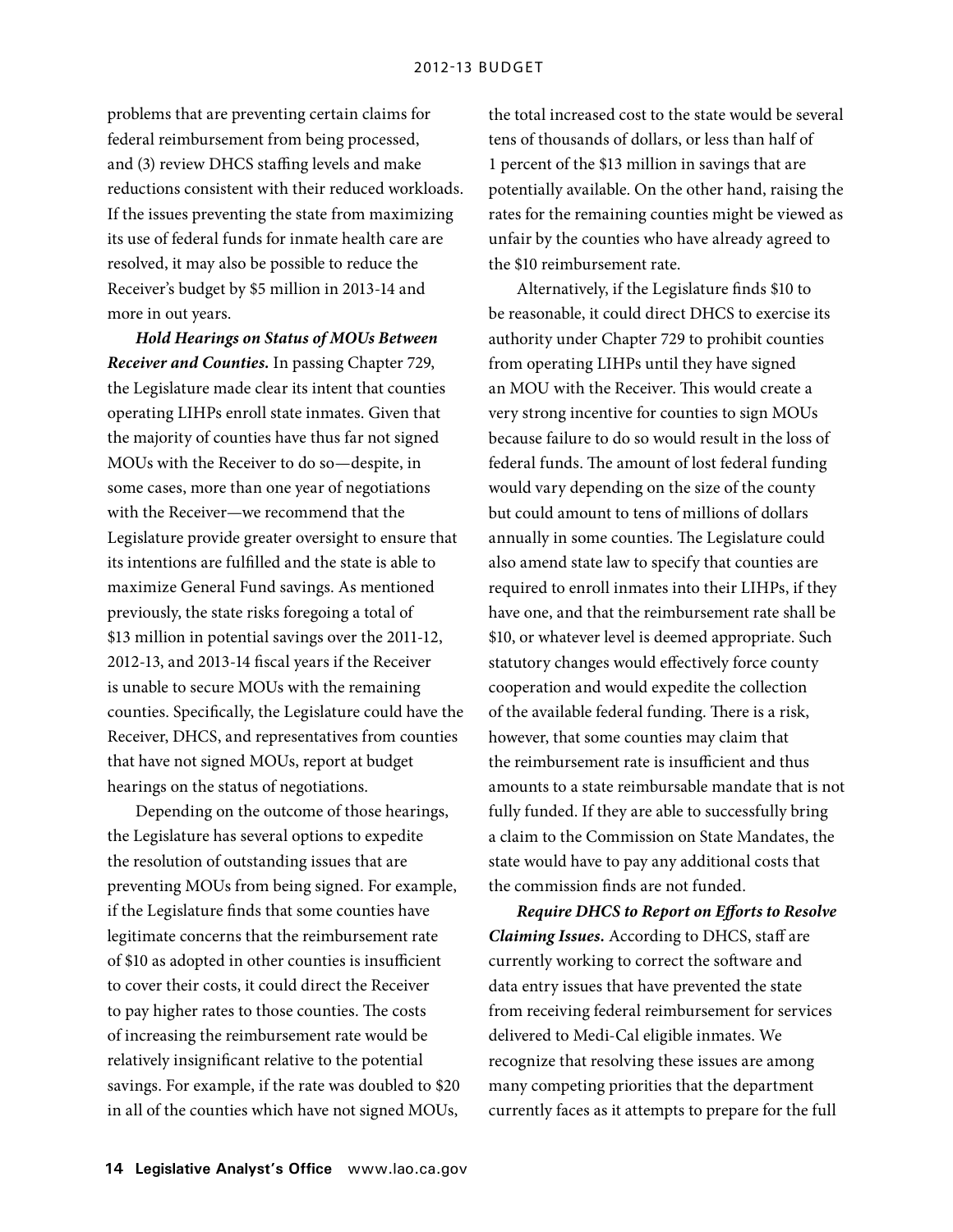problems that are preventing certain claims for federal reimbursement from being processed, and (3) review DHCS staffing levels and make reductions consistent with their reduced workloads. If the issues preventing the state from maximizing its use of federal funds for inmate health care are resolved, it may also be possible to reduce the Receiver's budget by $5 million in 2013-14 and more in out years.

***Hold Hearings on Status of MOUs Between Receiver and Counties.*** In passing Chapter 729, the Legislature made clear its intent that counties operating LIHPs enroll state inmates. Given that the majority of counties have thus far not signed MOUs with the Receiver to do so—despite, in some cases, more than one year of negotiations with the Receiver—we recommend that the Legislature provide greater oversight to ensure that its intentions are fulfilled and the state is able to maximize General Fund savings. As mentioned previously, the state risks foregoing a total of $13 million in potential savings over the 2011-12, 2012-13, and 2013-14 fiscal years if the Receiver is unable to secure MOUs with the remaining counties. Specifically, the Legislature could have the Receiver, DHCS, and representatives from counties that have not signed MOUs, report at budget hearings on the status of negotiations.

Depending on the outcome of those hearings, the Legislature has several options to expedite the resolution of outstanding issues that are preventing MOUs from being signed. For example, if the Legislature finds that some counties have legitimate concerns that the reimbursement rate of $10 as adopted in other counties is insufficient to cover their costs, it could direct the Receiver to pay higher rates to those counties. The costs of increasing the reimbursement rate would be relatively insignificant relative to the potential savings. For example, if the rate was doubled to $20 in all of the counties which have not signed MOUs, the total increased cost to the state would be several tens of thousands of dollars, or less than half of 1 percent of the $13 million in savings that are potentially available. On the other hand, raising the rates for the remaining counties might be viewed as unfair by the counties who have already agreed to the $10 reimbursement rate.

Alternatively, if the Legislature finds $10 to be reasonable, it could direct DHCS to exercise its authority under Chapter 729 to prohibit counties from operating LIHPs until they have signed an MOU with the Receiver. This would create a very strong incentive for counties to sign MOUs because failure to do so would result in the loss of federal funds. The amount of lost federal funding would vary depending on the size of the county but could amount to tens of millions of dollars annually in some counties. The Legislature could also amend state law to specify that counties are required to enroll inmates into their LIHPs, if they have one, and that the reimbursement rate shall be $10, or whatever level is deemed appropriate. Such statutory changes would effectively force county cooperation and would expedite the collection of the available federal funding. There is a risk, however, that some counties may claim that the reimbursement rate is insufficient and thus amounts to a state reimbursable mandate that is not fully funded. If they are able to successfully bring a claim to the Commission on State Mandates, the state would have to pay any additional costs that the commission finds are not funded.

***Require DHCS to Report on Efforts to Resolve Claiming Issues.*** According to DHCS, staff are currently working to correct the software and data entry issues that have prevented the state from receiving federal reimbursement for services delivered to Medi-Cal eligible inmates. We recognize that resolving these issues are among many competing priorities that the department currently faces as it attempts to prepare for the full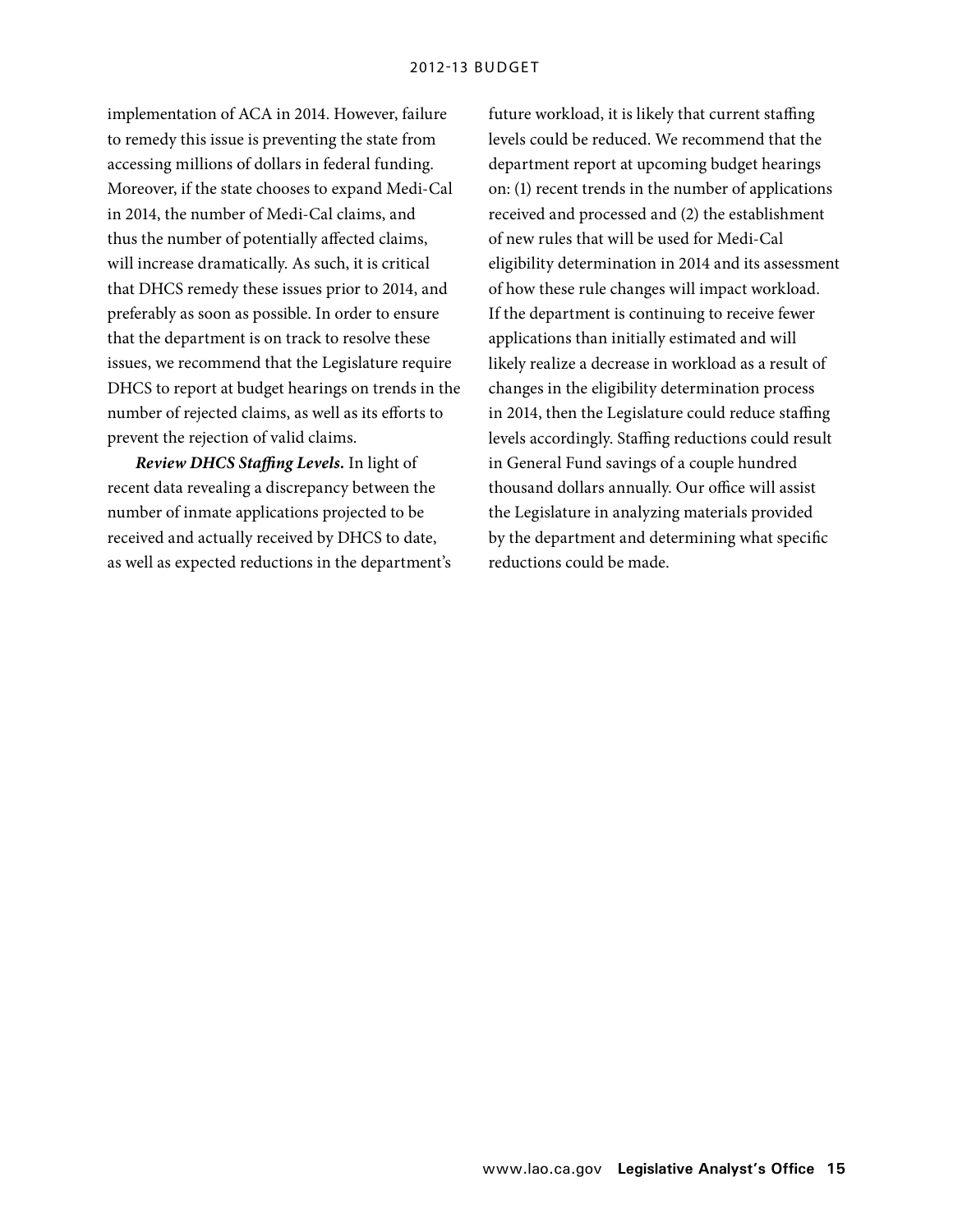implementation of ACA in 2014. However, failure to remedy this issue is preventing the state from accessing millions of dollars in federal funding. Moreover, if the state chooses to expand Medi-Cal in 2014, the number of Medi-Cal claims, and thus the number of potentially affected claims, will increase dramatically. As such, it is critical that DHCS remedy these issues prior to 2014, and preferably as soon as possible. In order to ensure that the department is on track to resolve these issues, we recommend that the Legislature require DHCS to report at budget hearings on trends in the number of rejected claims, as well as its efforts to prevent the rejection of valid claims.

***Review DHCS Staffing Levels.*** In light of recent data revealing a discrepancy between the number of inmate applications projected to be received and actually received by DHCS to date, as well as expected reductions in the department's future workload, it is likely that current staffing levels could be reduced. We recommend that the department report at upcoming budget hearings on: (1) recent trends in the number of applications received and processed and (2) the establishment of new rules that will be used for Medi-Cal eligibility determination in 2014 and its assessment of how these rule changes will impact workload. If the department is continuing to receive fewer applications than initially estimated and will likely realize a decrease in workload as a result of changes in the eligibility determination process in 2014, then the Legislature could reduce staffing levels accordingly. Staffing reductions could result in General Fund savings of a couple hundred thousand dollars annually. Our office will assist the Legislature in analyzing materials provided by the department and determining what specific reductions could be made.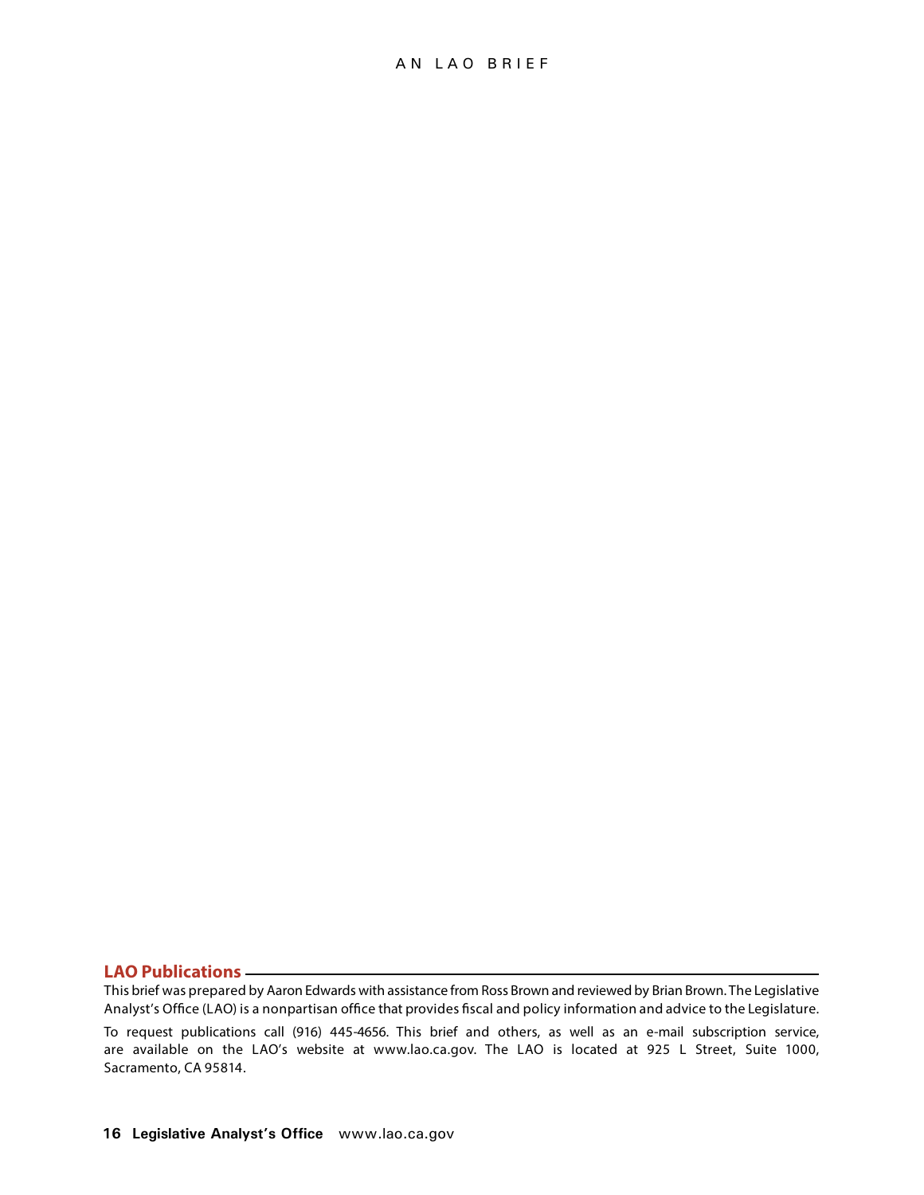## LAO Publications

This brief was prepared by Aaron Edwards with assistance from Ross Brown and reviewed by Brian Brown. The Legislative Analyst's Office (LAO) is a nonpartisan office that provides fiscal and policy information and advice to the Legislature.

To request publications call (916) 445-4656. This brief and others, as well as an e-mail subscription service, are available on the LAO's website at www.lao.ca.gov. The LAO is located at 925 L Street, Suite 1000, Sacramento, CA 95814.